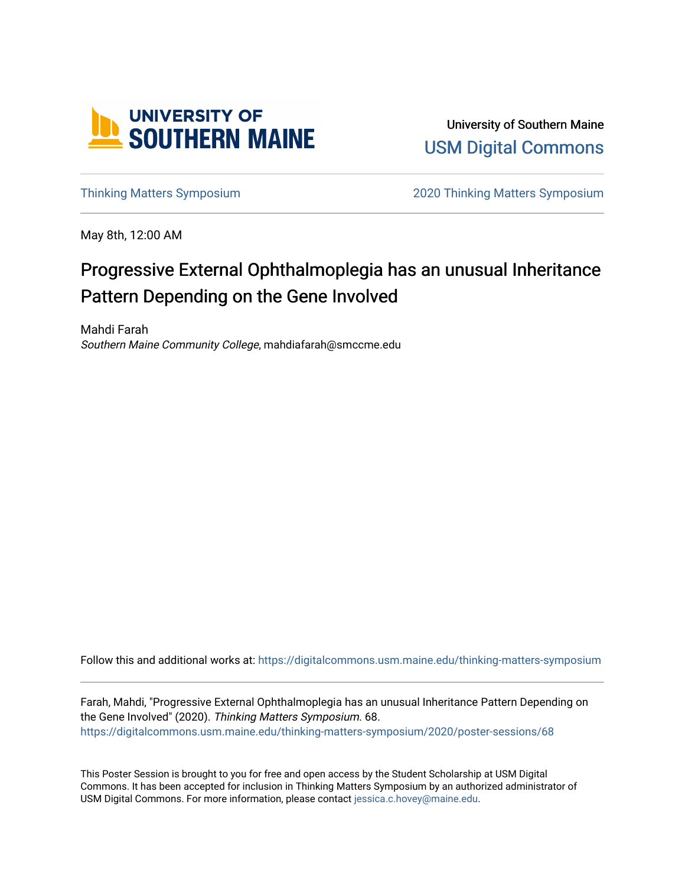University of Southern Maine

USM Digital Commons

Thinking Matters Symposium | 2020 Thinking Matters Symposium

May 8th, 12:00 AM

# Progressive External Ophthalmoplegia has an unusual Inheritance Pattern Depending on the Gene Involved

Mahdi Farah

*Southern Maine Community College*, mahdiafarah@smccme.edu

Follow this and additional works at: https://digitalcommons.usm.maine.edu/thinking-matters-symposium

Farah, Mahdi, "Progressive External Ophthalmoplegia has an unusual Inheritance Pattern Depending on the Gene Involved" (2020). *Thinking Matters Symposium*. 68.
https://digitalcommons.usm.maine.edu/thinking-matters-symposium/2020/poster-sessions/68

This Poster Session is brought to you for free and open access by the Student Scholarship at USM Digital Commons. It has been accepted for inclusion in Thinking Matters Symposium by an authorized administrator of USM Digital Commons. For more information, please contact jessica.c.hovey@maine.edu.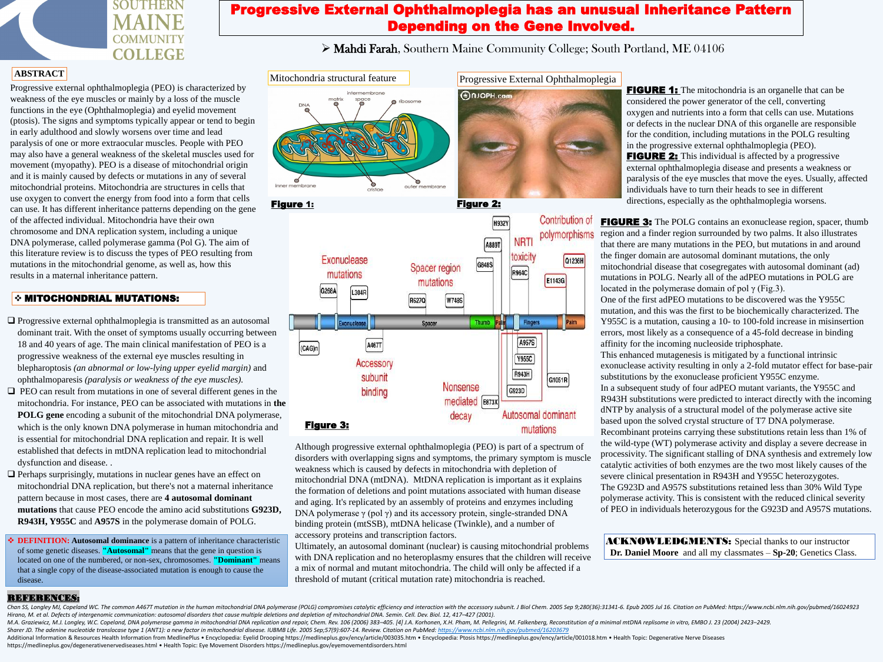# Progressive External Ophthalmoplegia has an unusual Inheritance Pattern Depending on the Gene Involved.

➢ **Mahdi Farah**, Southern Maine Community College; South Portland, ME 04106

## ABSTRACT

Progressive external ophthalmoplegia (PEO) is characterized by weakness of the eye muscles or mainly by a loss of the muscle functions in the eye (Ophthalmoplegia) and eyelid movement (ptosis). The signs and symptoms typically appear or tend to begin in early adulthood and slowly worsens over time and lead paralysis of one or more extraocular muscles. People with PEO may also have a general weakness of the skeletal muscles used for movement (myopathy). PEO is a disease of mitochondrial origin and it is mainly caused by defects or mutations in any of several mitochondrial proteins. Mitochondria are structures in cells that use oxygen to convert the energy from food into a form that cells can use. It has different inheritance patterns depending on the gene of the affected individual. Mitochondria have their own chromosome and DNA replication system, including a unique DNA polymerase, called polymerase gamma (Pol G). The aim of this literature review is to discuss the types of PEO resulting from mutations in the mitochondrial genome, as well as, how this results in a maternal inheritance pattern.

## ❖ MITOCHONDRIAL MUTATIONS:

- Progressive external ophthalmoplegia is transmitted as an autosomal dominant trait. With the onset of symptoms usually occurring between 18 and 40 years of age. The main clinical manifestation of PEO is a progressive weakness of the external eye muscles resulting in blepharoptosis *(an abnormal or low-lying upper eyelid margin)* and ophthalmoparesis *(paralysis or weakness of the eye muscles).*
- PEO can result from mutations in one of several different genes in the mitochondria. For instance, PEO can be associated with mutations in **the POLG gene** encoding a subunit of the mitochondrial DNA polymerase, which is the only known DNA polymerase in human mitochondria and is essential for mitochondrial DNA replication and repair. It is well established that defects in mtDNA replication lead to mitochondrial dysfunction and disease. .
- Perhaps surprisingly, mutations in nuclear genes have an effect on mitochondrial DNA replication, but there's not a maternal inheritance pattern because in most cases, there are **4 autosomal dominant mutations** that cause PEO encode the amino acid substitutions **G923D, R943H, Y955C** and **A957S** in the polymerase domain of POLG.

❖ **DEFINITION: Autosomal dominance** is a pattern of inheritance characteristic of some genetic diseases. **"Autosomal"** means that the gene in question is located on one of the numbered, or non-sex, chromosomes. **"Dominant"** means that a single copy of the disease-associated mutation is enough to cause the disease.

Mitochondria structural feature

intermembrane space
matrix
DNA
ribosome
inner membrane
cristae
outer membrane

**Figure 1:**

Progressive External Ophthalmoplegia

**Figure 2:**

Contribution of polymorphisms
NRTI toxicity
Exonuclease mutations
Spacer region mutations
H932Y
A889T
G848S
R964C
Q1236H
E1143G
G268A
L304R
R627Q
W748S
Exonuclease
Spacer
Thumb
Palm
Fingers
Palm
(CAG)n
A467T
Accessory subunit binding
A957S
Y955C
R943H
G923D
G1051R
E873X
Nonsense mediated decay
Autosomal dominant mutations

**Figure 3:**

Although progressive external ophthalmoplegia (PEO) is part of a spectrum of disorders with overlapping signs and symptoms, the primary symptom is muscle weakness which is caused by defects in mitochondria with depletion of mitochondrial DNA (mtDNA). MtDNA replication is important as it explains the formation of deletions and point mutations associated with human disease and aging. It's replicated by an assembly of proteins and enzymes including DNA polymerase γ (pol γ) and its accessory protein, single-stranded DNA binding protein (mtSSB), mtDNA helicase (Twinkle), and a number of accessory proteins and transcription factors.

Ultimately, an autosomal dominant (nuclear) is causing mitochondrial problems with DNA replication and no heteroplasmy ensures that the children will receive a mix of normal and mutant mitochondria. The child will only be affected if a threshold of mutant (critical mutation rate) mitochondria is reached.

**FIGURE 1:** The mitochondria is an organelle that can be considered the power generator of the cell, converting oxygen and nutrients into a form that cells can use. Mutations or defects in the nuclear DNA of this organelle are responsible for the condition, including mutations in the POLG resulting in the progressive external ophthalmoplegia (PEO).

**FIGURE 2:** This individual is affected by a progressive external ophthalmoplegia disease and presents a weakness or paralysis of the eye muscles that move the eyes. Usually, affected individuals have to turn their heads to see in different directions, especially as the ophthalmoplegia worsens.

**FIGURE 3:** The POLG contains an exonuclease region, spacer, thumb region and a finder region surrounded by two palms. It also illustrates that there are many mutations in the PEO, but mutations in and around the finger domain are autosomal dominant mutations, the only mitochondrial disease that cosegregates with autosomal dominant (ad) mutations in POLG. Nearly all of the adPEO mutations in POLG are located in the polymerase domain of pol γ (Fig.3).

One of the first adPEO mutations to be discovered was the Y955C mutation, and this was the first to be biochemically characterized. The Y955C is a mutation, causing a 10- to 100-fold increase in misinsertion errors, most likely as a consequence of a 45-fold decrease in binding affinity for the incoming nucleoside triphosphate.

This enhanced mutagenesis is mitigated by a functional intrinsic exonuclease activity resulting in only a 2-fold mutator effect for base-pair substitutions by the exonuclease proficient Y955C enzyme.

In a subsequent study of four adPEO mutant variants, the Y955C and R943H substitutions were predicted to interact directly with the incoming dNTP by analysis of a structural model of the polymerase active site based upon the solved crystal structure of T7 DNA polymerase. Recombinant proteins carrying these substitutions retain less than 1% of the wild-type (WT) polymerase activity and display a severe decrease in processivity. The significant stalling of DNA synthesis and extremely low catalytic activities of both enzymes are the two most likely causes of the severe clinical presentation in R943H and Y955C heterozygotes.

The G923D and A957S substitutions retained less than 30% Wild Type polymerase activity. This is consistent with the reduced clinical severity of PEO in individuals heterozygous for the G923D and A957S mutations.

**ACKNOWLEDGMENTS:** Special thanks to our instructor **Dr. Daniel Moore** and all my classmates – **Sp-20**; Genetics Class.

## REFERENCES:

*Chan SS, Longley MJ, Copeland WC. The common A467T mutation in the human mitochondrial DNA polymerase (POLG) compromises catalytic efficiency and interaction with the accessory subunit. J Biol Chem. 2005 Sep 9;280(36):31341-6. Epub 2005 Jul 16. Citation on PubMed: https://www.ncbi.nlm.nih.gov/pubmed/16024923*

*Hirano, M. et al. Defects of intergenomic communication: autosomal disorders that cause multiple deletions and depletion of mitochondrial DNA. Semin. Cell. Dev. Biol. 12, 417–427 (2001).*

*M.A. Graziewicz, M.J. Longley, W.C. Copeland, DNA polymerase gamma in mitochondrial DNA replication and repair, Chem. Rev. 106 (2006) 383–405. [4] J.A. Korhonen, X.H. Pham, M. Pellegrini, M. Falkenberg, Reconstitution of a minimal mtDNA replisome in vitro, EMBO J. 23 (2004) 2423–2429.*

*Sharer JD. The adenine nucleotide translocase type 1 (ANT1): a new factor in mitochondrial disease. IUBMB Life. 2005 Sep;57(9):607-14. Review. Citation on PubMed: https://www.ncbi.nlm.nih.gov/pubmed/16203679*

Additional Information & Resources Health Information from MedlinePlus • Encyclopedia: Eyelid Drooping https://medlineplus.gov/ency/article/003035.htm • Encyclopedia: Ptosis https://medlineplus.gov/ency/article/001018.htm • Health Topic: Degenerative Nerve Diseases https://medlineplus.gov/degenerativenervediseases.html • Health Topic: Eye Movement Disorders https://medlineplus.gov/eyemovementdisorders.html